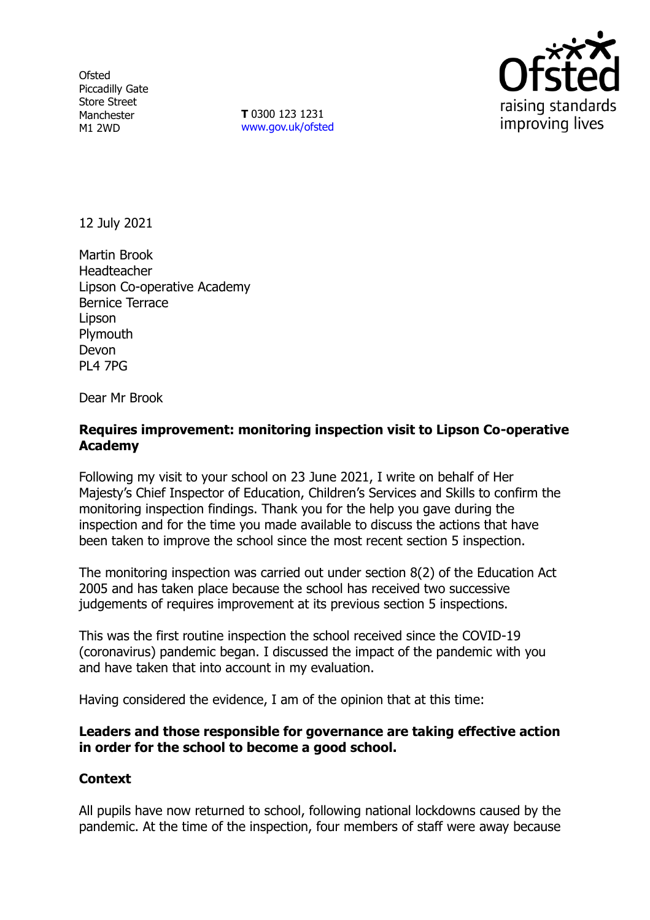Ofsted
Piccadilly Gate
Store Street
Manchester
M1 2WD

**T** 0300 123 1231
www.gov.uk/ofsted

12 July 2021

Martin Brook
Headteacher
Lipson Co-operative Academy
Bernice Terrace
Lipson
Plymouth
Devon
PL4 7PG

Dear Mr Brook

**Requires improvement: monitoring inspection visit to Lipson Co-operative Academy**

Following my visit to your school on 23 June 2021, I write on behalf of Her Majesty's Chief Inspector of Education, Children's Services and Skills to confirm the monitoring inspection findings. Thank you for the help you gave during the inspection and for the time you made available to discuss the actions that have been taken to improve the school since the most recent section 5 inspection.

The monitoring inspection was carried out under section 8(2) of the Education Act 2005 and has taken place because the school has received two successive judgements of requires improvement at its previous section 5 inspections.

This was the first routine inspection the school received since the COVID-19 (coronavirus) pandemic began. I discussed the impact of the pandemic with you and have taken that into account in my evaluation.

Having considered the evidence, I am of the opinion that at this time:

**Leaders and those responsible for governance are taking effective action in order for the school to become a good school.**

**Context**

All pupils have now returned to school, following national lockdowns caused by the pandemic. At the time of the inspection, four members of staff were away because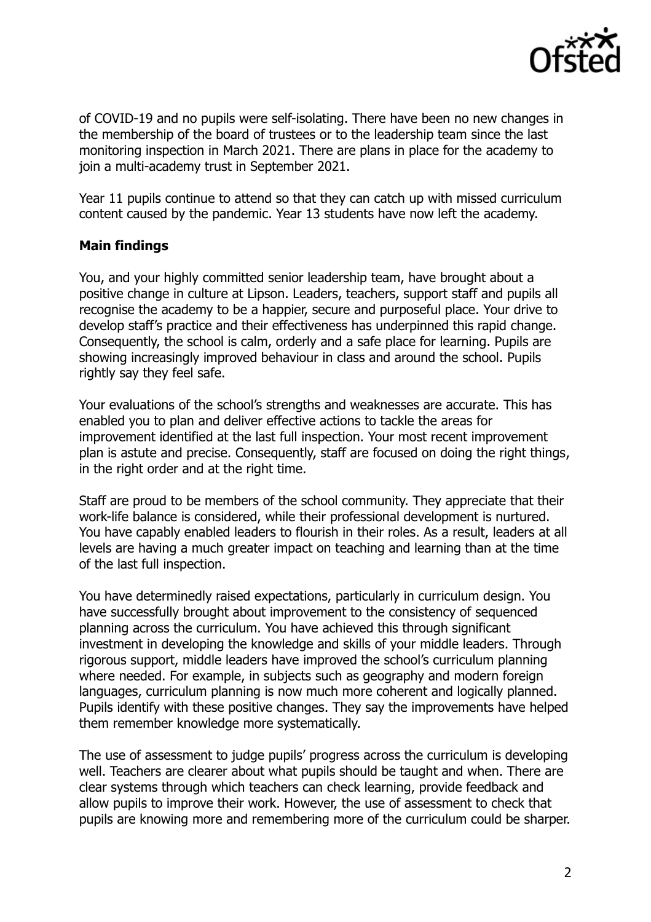of COVID-19 and no pupils were self-isolating. There have been no new changes in the membership of the board of trustees or to the leadership team since the last monitoring inspection in March 2021. There are plans in place for the academy to join a multi-academy trust in September 2021.

Year 11 pupils continue to attend so that they can catch up with missed curriculum content caused by the pandemic. Year 13 students have now left the academy.

**Main findings**

You, and your highly committed senior leadership team, have brought about a positive change in culture at Lipson. Leaders, teachers, support staff and pupils all recognise the academy to be a happier, secure and purposeful place. Your drive to develop staff's practice and their effectiveness has underpinned this rapid change. Consequently, the school is calm, orderly and a safe place for learning. Pupils are showing increasingly improved behaviour in class and around the school. Pupils rightly say they feel safe.

Your evaluations of the school's strengths and weaknesses are accurate. This has enabled you to plan and deliver effective actions to tackle the areas for improvement identified at the last full inspection. Your most recent improvement plan is astute and precise. Consequently, staff are focused on doing the right things, in the right order and at the right time.

Staff are proud to be members of the school community. They appreciate that their work-life balance is considered, while their professional development is nurtured. You have capably enabled leaders to flourish in their roles. As a result, leaders at all levels are having a much greater impact on teaching and learning than at the time of the last full inspection.

You have determinedly raised expectations, particularly in curriculum design. You have successfully brought about improvement to the consistency of sequenced planning across the curriculum. You have achieved this through significant investment in developing the knowledge and skills of your middle leaders. Through rigorous support, middle leaders have improved the school's curriculum planning where needed. For example, in subjects such as geography and modern foreign languages, curriculum planning is now much more coherent and logically planned. Pupils identify with these positive changes. They say the improvements have helped them remember knowledge more systematically.

The use of assessment to judge pupils' progress across the curriculum is developing well. Teachers are clearer about what pupils should be taught and when. There are clear systems through which teachers can check learning, provide feedback and allow pupils to improve their work. However, the use of assessment to check that pupils are knowing more and remembering more of the curriculum could be sharper.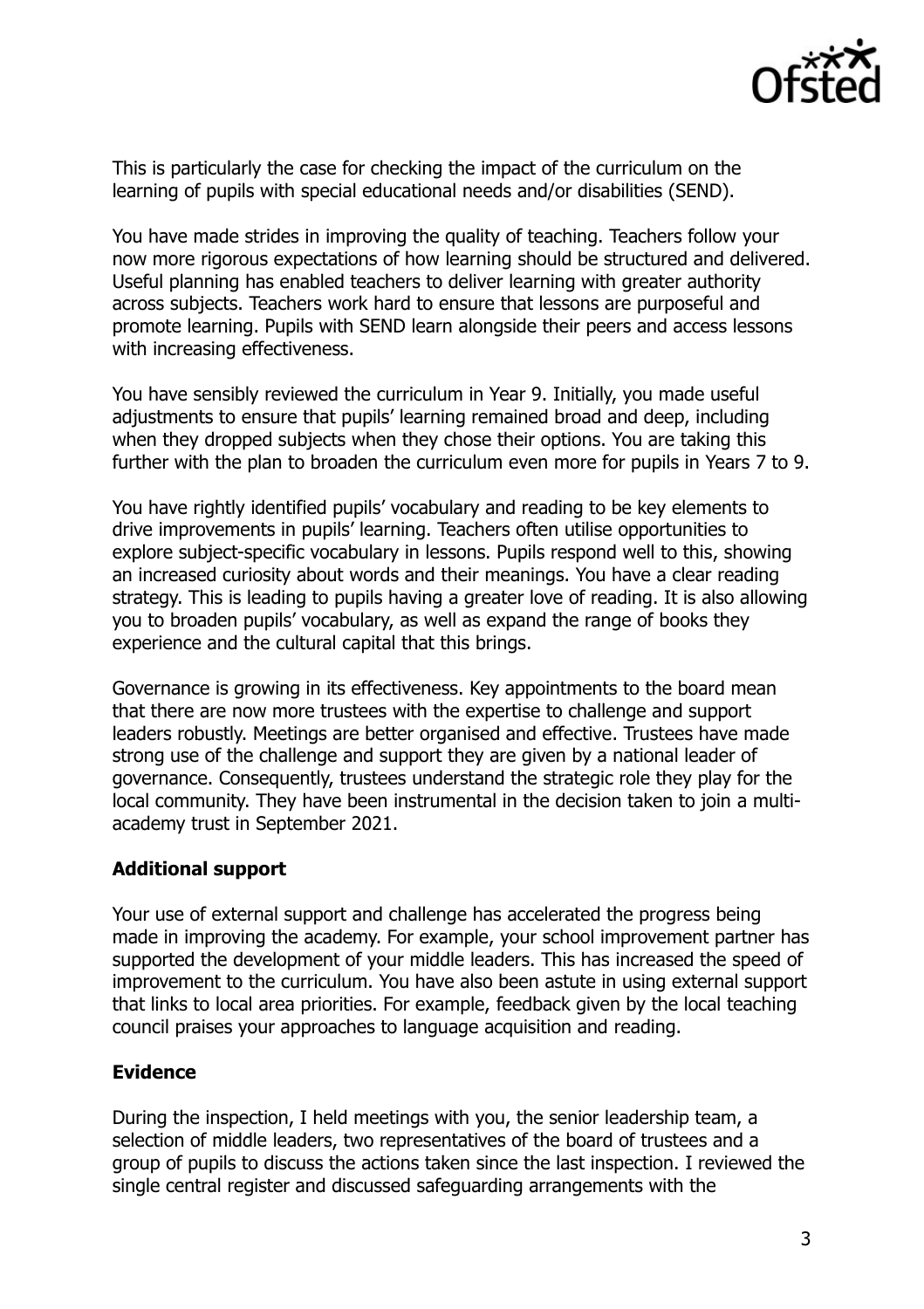This is particularly the case for checking the impact of the curriculum on the learning of pupils with special educational needs and/or disabilities (SEND).

You have made strides in improving the quality of teaching. Teachers follow your now more rigorous expectations of how learning should be structured and delivered. Useful planning has enabled teachers to deliver learning with greater authority across subjects. Teachers work hard to ensure that lessons are purposeful and promote learning. Pupils with SEND learn alongside their peers and access lessons with increasing effectiveness.

You have sensibly reviewed the curriculum in Year 9. Initially, you made useful adjustments to ensure that pupils' learning remained broad and deep, including when they dropped subjects when they chose their options. You are taking this further with the plan to broaden the curriculum even more for pupils in Years 7 to 9.

You have rightly identified pupils' vocabulary and reading to be key elements to drive improvements in pupils' learning. Teachers often utilise opportunities to explore subject-specific vocabulary in lessons. Pupils respond well to this, showing an increased curiosity about words and their meanings. You have a clear reading strategy. This is leading to pupils having a greater love of reading. It is also allowing you to broaden pupils' vocabulary, as well as expand the range of books they experience and the cultural capital that this brings.

Governance is growing in its effectiveness. Key appointments to the board mean that there are now more trustees with the expertise to challenge and support leaders robustly. Meetings are better organised and effective. Trustees have made strong use of the challenge and support they are given by a national leader of governance. Consequently, trustees understand the strategic role they play for the local community. They have been instrumental in the decision taken to join a multi-academy trust in September 2021.

## Additional support

Your use of external support and challenge has accelerated the progress being made in improving the academy. For example, your school improvement partner has supported the development of your middle leaders. This has increased the speed of improvement to the curriculum. You have also been astute in using external support that links to local area priorities. For example, feedback given by the local teaching council praises your approaches to language acquisition and reading.

## Evidence

During the inspection, I held meetings with you, the senior leadership team, a selection of middle leaders, two representatives of the board of trustees and a group of pupils to discuss the actions taken since the last inspection. I reviewed the single central register and discussed safeguarding arrangements with the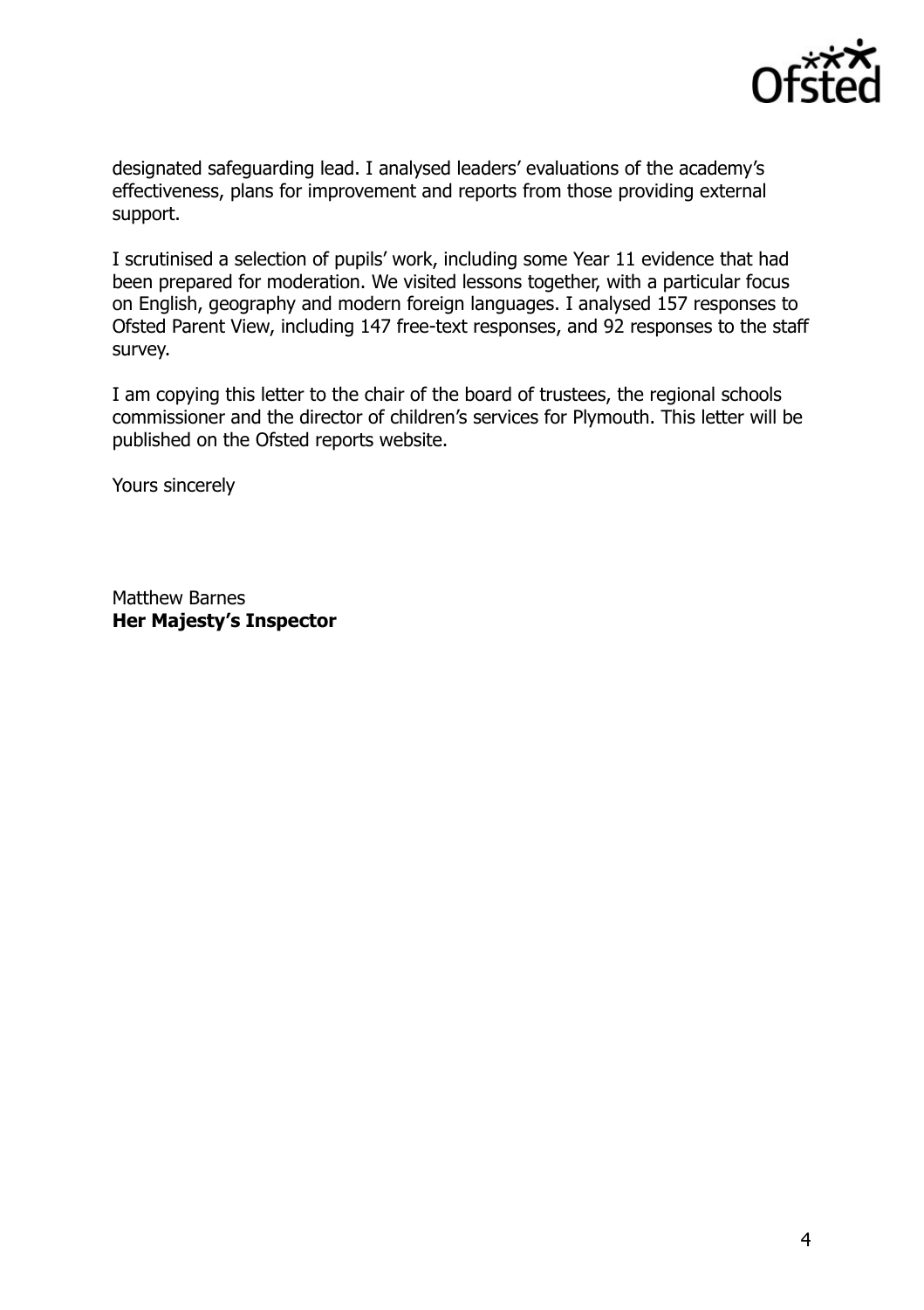designated safeguarding lead. I analysed leaders' evaluations of the academy's effectiveness, plans for improvement and reports from those providing external support.

I scrutinised a selection of pupils' work, including some Year 11 evidence that had been prepared for moderation. We visited lessons together, with a particular focus on English, geography and modern foreign languages. I analysed 157 responses to Ofsted Parent View, including 147 free-text responses, and 92 responses to the staff survey.

I am copying this letter to the chair of the board of trustees, the regional schools commissioner and the director of children's services for Plymouth. This letter will be published on the Ofsted reports website.

Yours sincerely

Matthew Barnes
**Her Majesty's Inspector**